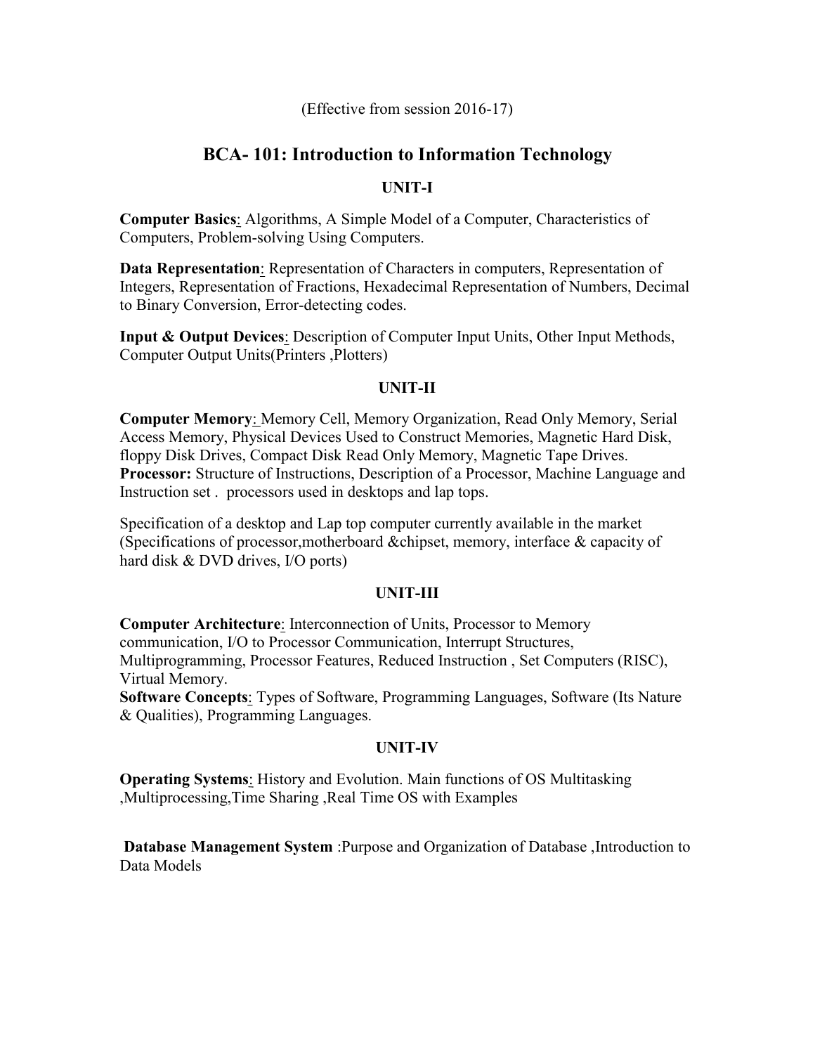(Effective from session 2016-17)

# BCA- 101: Introduction to Information Technology

## UNIT-I

**Computer Basics**: Algorithms, A Simple Model of a Computer, Characteristics of Computers, Problem-solving Using Computers.

**Data Representation**: Representation of Characters in computers, Representation of Integers, Representation of Fractions, Hexadecimal Representation of Numbers, Decimal to Binary Conversion, Error-detecting codes.

**Input & Output Devices**: Description of Computer Input Units, Other Input Methods, Computer Output Units(Printers ,Plotters)

## UNIT-II

**Computer Memory**: Memory Cell, Memory Organization, Read Only Memory, Serial Access Memory, Physical Devices Used to Construct Memories, Magnetic Hard Disk, floppy Disk Drives, Compact Disk Read Only Memory, Magnetic Tape Drives.
**Processor:** Structure of Instructions, Description of a Processor, Machine Language and Instruction set . processors used in desktops and lap tops.

Specification of a desktop and Lap top computer currently available in the market (Specifications of processor,motherboard &chipset, memory, interface & capacity of hard disk & DVD drives, I/O ports)

## UNIT-III

**Computer Architecture**: Interconnection of Units, Processor to Memory communication, I/O to Processor Communication, Interrupt Structures, Multiprogramming, Processor Features, Reduced Instruction , Set Computers (RISC), Virtual Memory.
**Software Concepts**: Types of Software, Programming Languages, Software (Its Nature & Qualities), Programming Languages.

## UNIT-IV

**Operating Systems**: History and Evolution. Main functions of OS Multitasking ,Multiprocessing,Time Sharing ,Real Time OS with Examples

**Database Management System** :Purpose and Organization of Database ,Introduction to Data Models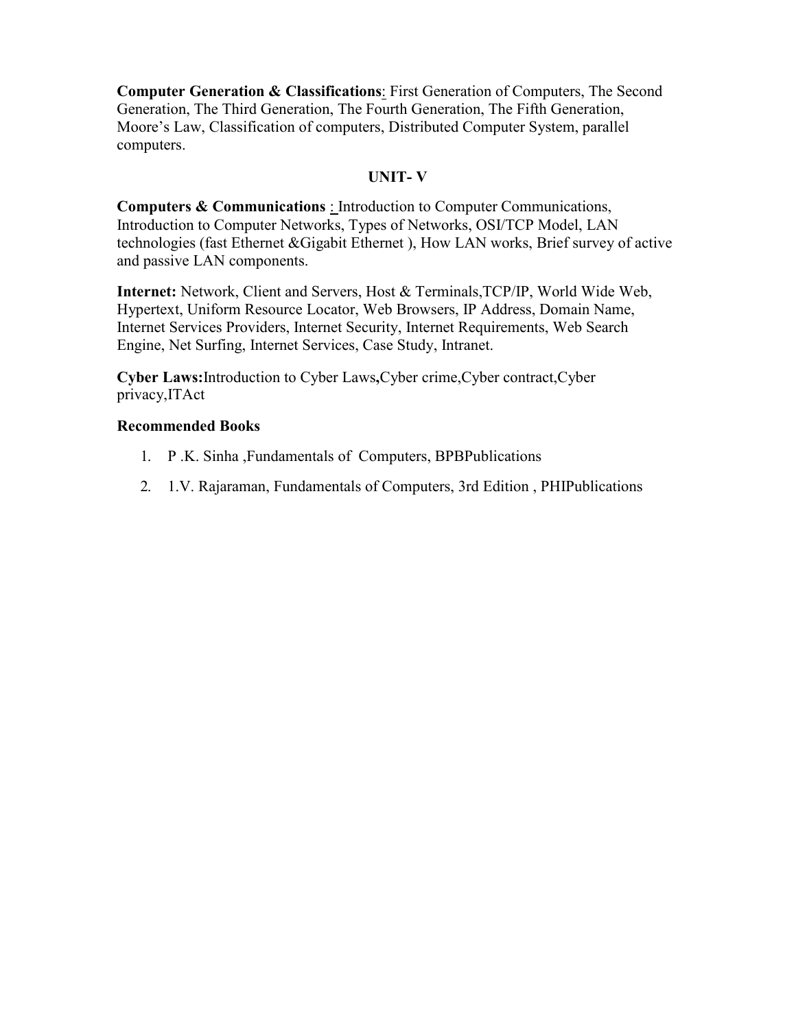**Computer Generation & Classifications**: First Generation of Computers, The Second Generation, The Third Generation, The Fourth Generation, The Fifth Generation, Moore's Law, Classification of computers, Distributed Computer System, parallel computers.

## UNIT- V

**Computers & Communications** : Introduction to Computer Communications, Introduction to Computer Networks, Types of Networks, OSI/TCP Model, LAN technologies (fast Ethernet &Gigabit Ethernet ), How LAN works, Brief survey of active and passive LAN components.

**Internet:** Network, Client and Servers, Host & Terminals,TCP/IP, World Wide Web, Hypertext, Uniform Resource Locator, Web Browsers, IP Address, Domain Name, Internet Services Providers, Internet Security, Internet Requirements, Web Search Engine, Net Surfing, Internet Services, Case Study, Intranet.

**Cyber Laws:**Introduction to Cyber Laws**,**Cyber crime,Cyber contract,Cyber privacy,ITAct

**Recommended Books**

1. P .K. Sinha ,Fundamentals of Computers, BPBPublications
2. 1.V. Rajaraman, Fundamentals of Computers, 3rd Edition , PHIPublications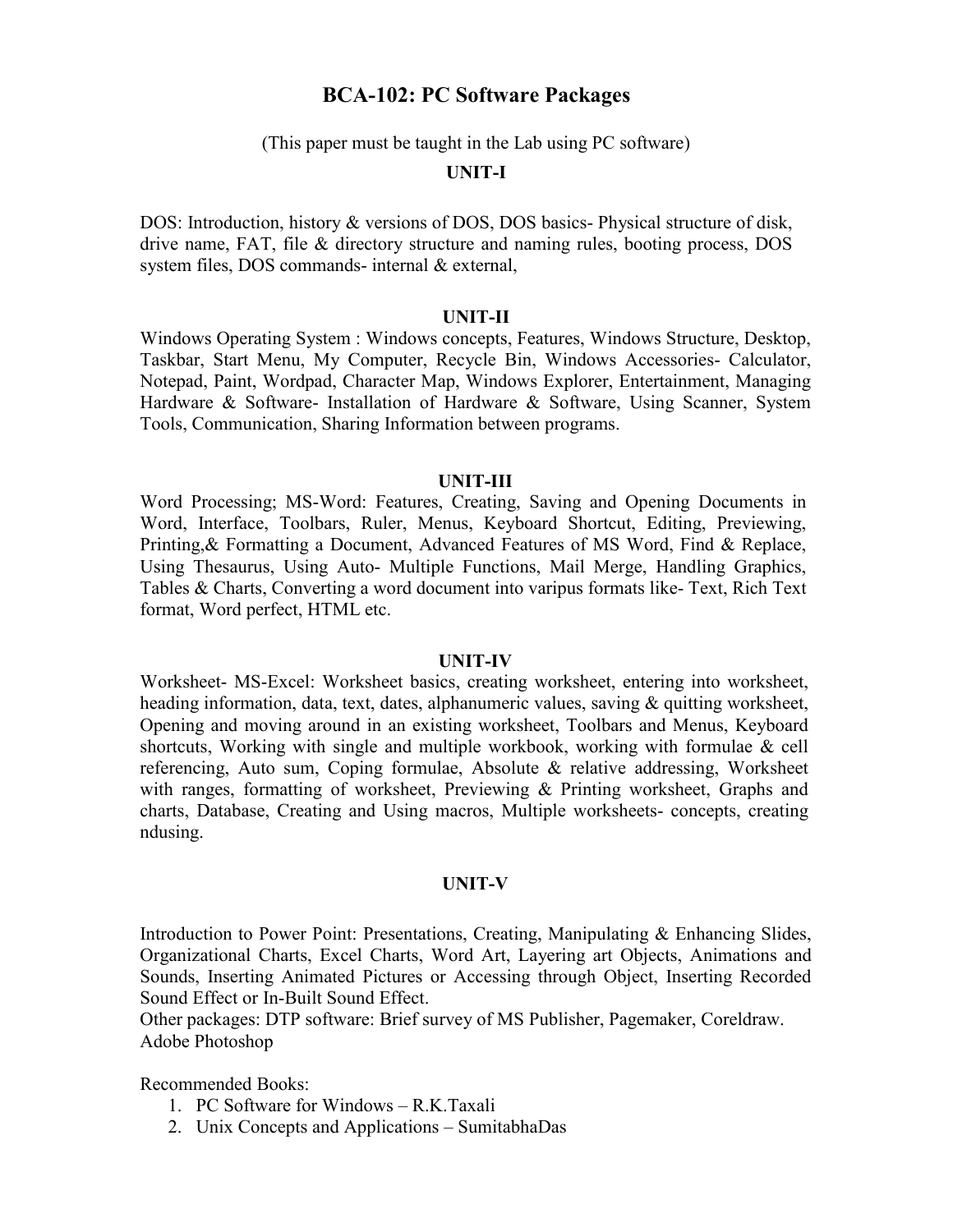# BCA-102: PC Software Packages

(This paper must be taught in the Lab using PC software)

## UNIT-I

DOS: Introduction, history & versions of DOS, DOS basics- Physical structure of disk, drive name, FAT, file & directory structure and naming rules, booting process, DOS system files, DOS commands- internal & external,

## UNIT-II

Windows Operating System : Windows concepts, Features, Windows Structure, Desktop, Taskbar, Start Menu, My Computer, Recycle Bin, Windows Accessories- Calculator, Notepad, Paint, Wordpad, Character Map, Windows Explorer, Entertainment, Managing Hardware & Software- Installation of Hardware & Software, Using Scanner, System Tools, Communication, Sharing Information between programs.

## UNIT-III

Word Processing; MS-Word: Features, Creating, Saving and Opening Documents in Word, Interface, Toolbars, Ruler, Menus, Keyboard Shortcut, Editing, Previewing, Printing,& Formatting a Document, Advanced Features of MS Word, Find & Replace, Using Thesaurus, Using Auto- Multiple Functions, Mail Merge, Handling Graphics, Tables & Charts, Converting a word document into varipus formats like- Text, Rich Text format, Word perfect, HTML etc.

## UNIT-IV

Worksheet- MS-Excel: Worksheet basics, creating worksheet, entering into worksheet, heading information, data, text, dates, alphanumeric values, saving & quitting worksheet, Opening and moving around in an existing worksheet, Toolbars and Menus, Keyboard shortcuts, Working with single and multiple workbook, working with formulae & cell referencing, Auto sum, Coping formulae, Absolute & relative addressing, Worksheet with ranges, formatting of worksheet, Previewing & Printing worksheet, Graphs and charts, Database, Creating and Using macros, Multiple worksheets- concepts, creating ndusing.

## UNIT-V

Introduction to Power Point: Presentations, Creating, Manipulating & Enhancing Slides, Organizational Charts, Excel Charts, Word Art, Layering art Objects, Animations and Sounds, Inserting Animated Pictures or Accessing through Object, Inserting Recorded Sound Effect or In-Built Sound Effect.

Other packages: DTP software: Brief survey of MS Publisher, Pagemaker, Coreldraw. Adobe Photoshop

Recommended Books:

1. PC Software for Windows – R.K.Taxali
2. Unix Concepts and Applications – SumitabhaDas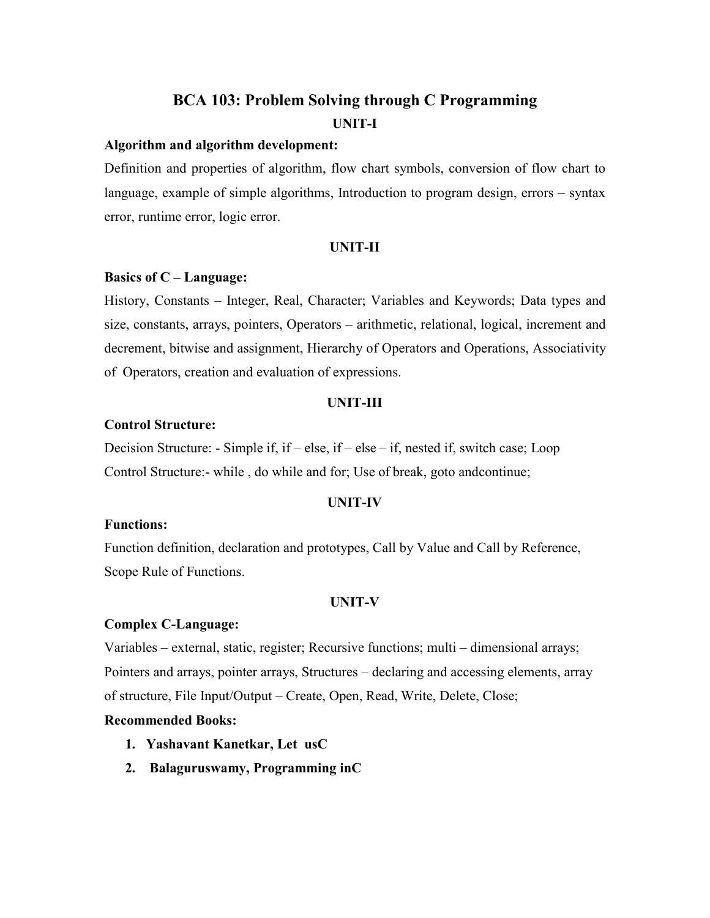# BCA 103: Problem Solving through C Programming

## UNIT-I

**Algorithm and algorithm development:**

Definition and properties of algorithm, flow chart symbols, conversion of flow chart to language, example of simple algorithms, Introduction to program design, errors – syntax error, runtime error, logic error.

## UNIT-II

**Basics of C – Language:**

History, Constants – Integer, Real, Character; Variables and Keywords; Data types and size, constants, arrays, pointers, Operators – arithmetic, relational, logical, increment and decrement, bitwise and assignment, Hierarchy of Operators and Operations, Associativity of Operators, creation and evaluation of expressions.

## UNIT-III

**Control Structure:**

Decision Structure: - Simple if, if – else, if – else – if, nested if, switch case; Loop Control Structure:- while , do while and for; Use of break, goto andcontinue;

## UNIT-IV

**Functions:**

Function definition, declaration and prototypes, Call by Value and Call by Reference, Scope Rule of Functions.

## UNIT-V

**Complex C-Language:**

Variables – external, static, register; Recursive functions; multi – dimensional arrays; Pointers and arrays, pointer arrays, Structures – declaring and accessing elements, array of structure, File Input/Output – Create, Open, Read, Write, Delete, Close;

**Recommended Books:**

1. **Yashavant Kanetkar, Let usC**
2. **Balaguruswamy, Programming inC**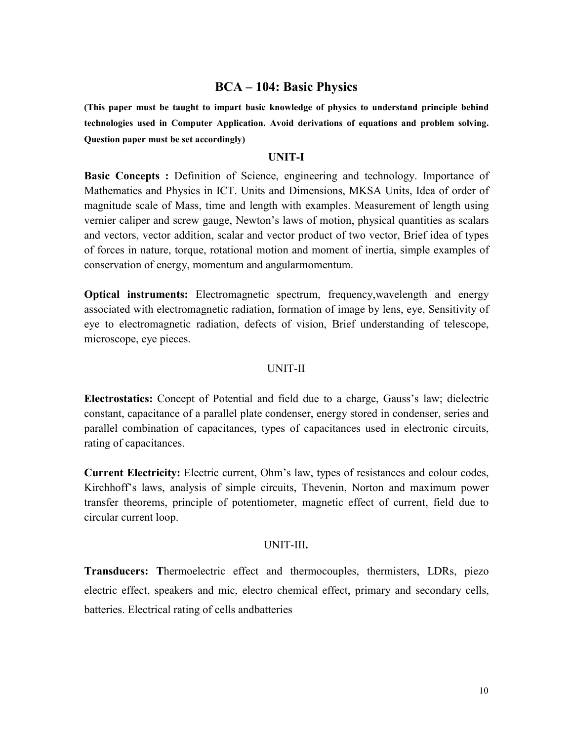## BCA – 104: Basic Physics

**(This paper must be taught to impart basic knowledge of physics to understand principle behind technologies used in Computer Application. Avoid derivations of equations and problem solving. Question paper must be set accordingly)**

### UNIT-I

**Basic Concepts :** Definition of Science, engineering and technology. Importance of Mathematics and Physics in ICT. Units and Dimensions, MKSA Units, Idea of order of magnitude scale of Mass, time and length with examples. Measurement of length using vernier caliper and screw gauge, Newton's laws of motion, physical quantities as scalars and vectors, vector addition, scalar and vector product of two vector, Brief idea of types of forces in nature, torque, rotational motion and moment of inertia, simple examples of conservation of energy, momentum and angularmomentum.

**Optical instruments:** Electromagnetic spectrum, frequency,wavelength and energy associated with electromagnetic radiation, formation of image by lens, eye, Sensitivity of eye to electromagnetic radiation, defects of vision, Brief understanding of telescope, microscope, eye pieces.

### UNIT-II

**Electrostatics:** Concept of Potential and field due to a charge, Gauss's law; dielectric constant, capacitance of a parallel plate condenser, energy stored in condenser, series and parallel combination of capacitances, types of capacitances used in electronic circuits, rating of capacitances.

**Current Electricity:** Electric current, Ohm's law, types of resistances and colour codes, Kirchhoff's laws, analysis of simple circuits, Thevenin, Norton and maximum power transfer theorems, principle of potentiometer, magnetic effect of current, field due to circular current loop.

### UNIT-III**.**

**Transducers: T**hermoelectric effect and thermocouples, thermisters, LDRs, piezo electric effect, speakers and mic, electro chemical effect, primary and secondary cells, batteries. Electrical rating of cells andbatteries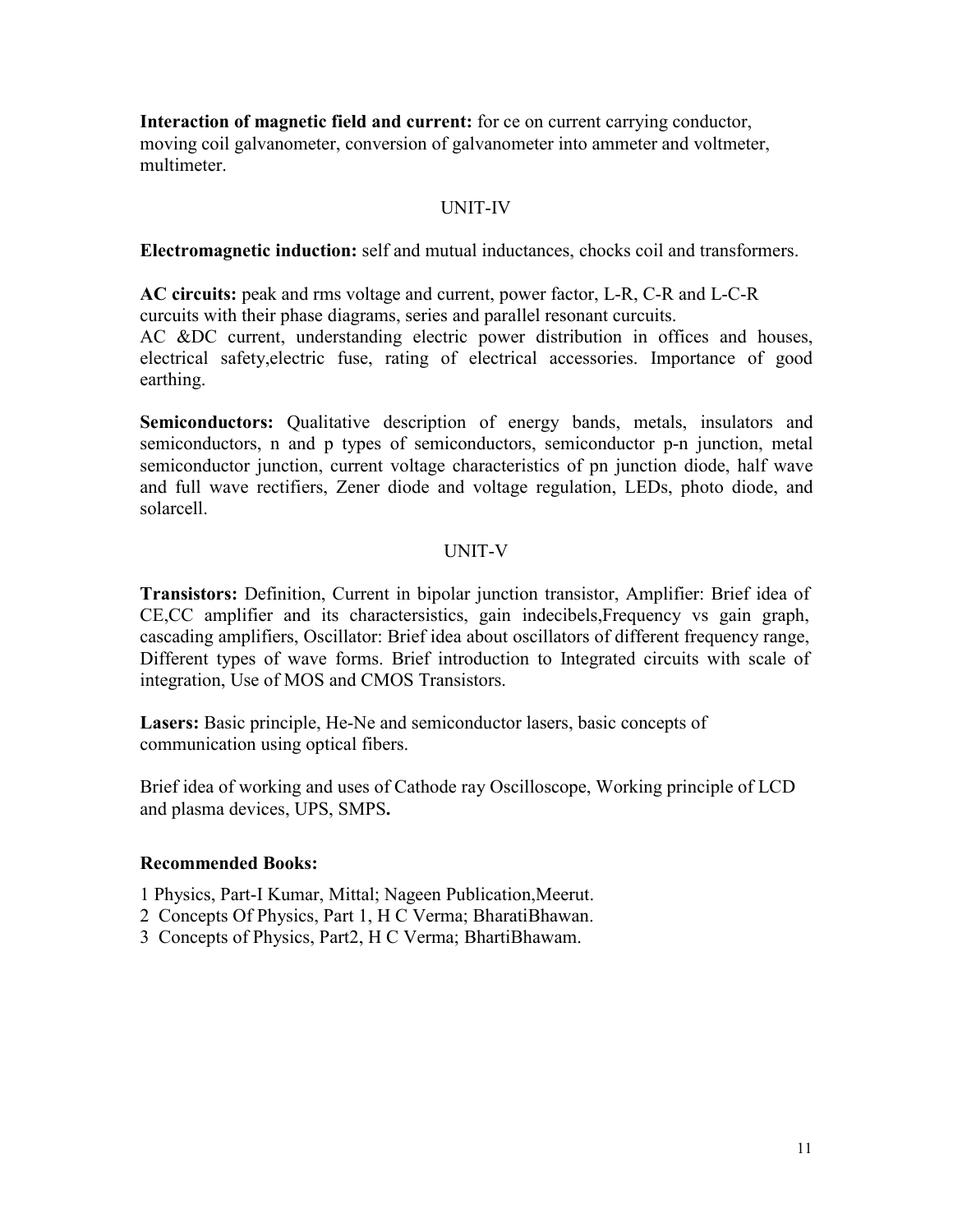**Interaction of magnetic field and current:** for ce on current carrying conductor, moving coil galvanometer, conversion of galvanometer into ammeter and voltmeter, multimeter.

## UNIT-IV

**Electromagnetic induction:** self and mutual inductances, chocks coil and transformers.

**AC circuits:** peak and rms voltage and current, power factor, L-R, C-R and L-C-R curcuits with their phase diagrams, series and parallel resonant curcuits.
AC &DC current, understanding electric power distribution in offices and houses, electrical safety,electric fuse, rating of electrical accessories. Importance of good earthing.

**Semiconductors:** Qualitative description of energy bands, metals, insulators and semiconductors, n and p types of semiconductors, semiconductor p-n junction, metal semiconductor junction, current voltage characteristics of pn junction diode, half wave and full wave rectifiers, Zener diode and voltage regulation, LEDs, photo diode, and solarcell.

## UNIT-V

**Transistors:** Definition, Current in bipolar junction transistor, Amplifier: Brief idea of CE,CC amplifier and its charactersistics, gain indecibels,Frequency vs gain graph, cascading amplifiers, Oscillator: Brief idea about oscillators of different frequency range, Different types of wave forms. Brief introduction to Integrated circuits with scale of integration, Use of MOS and CMOS Transistors.

**Lasers:** Basic principle, He-Ne and semiconductor lasers, basic concepts of communication using optical fibers.

Brief idea of working and uses of Cathode ray Oscilloscope, Working principle of LCD and plasma devices, UPS, SMPS**.**

### Recommended Books:

1 Physics, Part-I Kumar, Mittal; Nageen Publication,Meerut.
2 Concepts Of Physics, Part 1, H C Verma; BharatiBhawan.
3 Concepts of Physics, Part2, H C Verma; BhartiBhawam.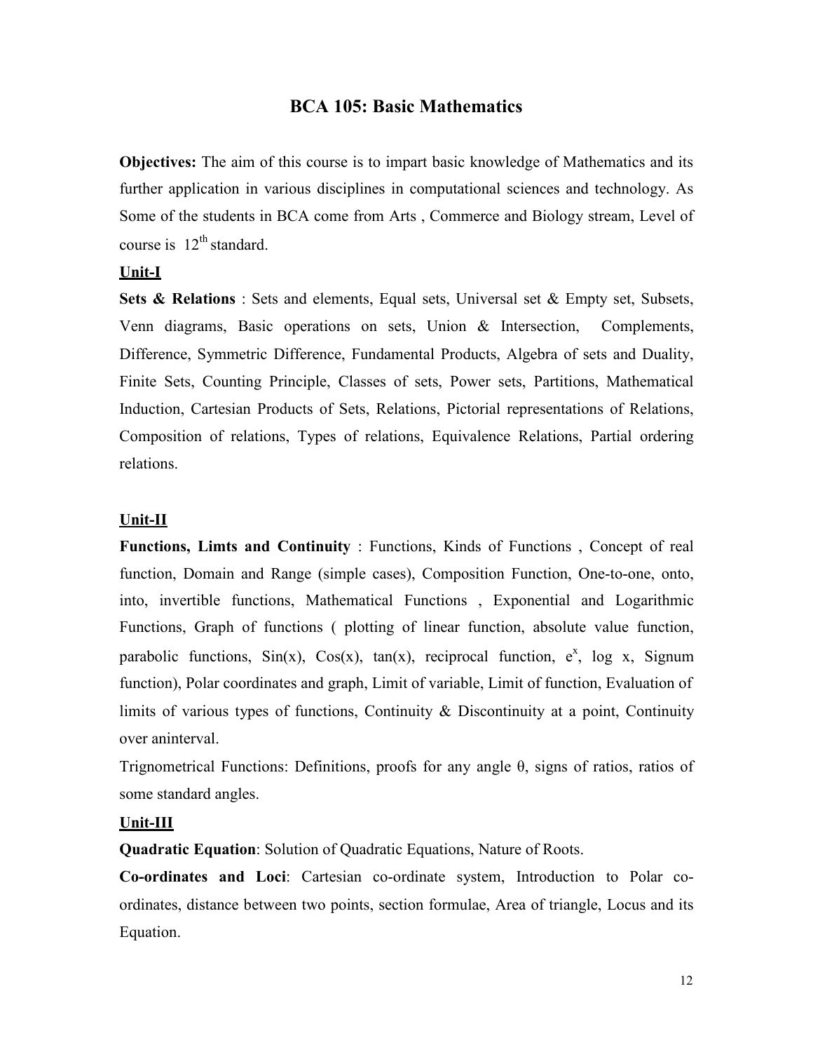## BCA 105: Basic Mathematics

**Objectives:** The aim of this course is to impart basic knowledge of Mathematics and its further application in various disciplines in computational sciences and technology. As Some of the students in BCA come from Arts , Commerce and Biology stream, Level of course is $12^{th}$ standard.

**Unit-I**

**Sets & Relations** : Sets and elements, Equal sets, Universal set & Empty set, Subsets, Venn diagrams, Basic operations on sets, Union & Intersection, Complements, Difference, Symmetric Difference, Fundamental Products, Algebra of sets and Duality, Finite Sets, Counting Principle, Classes of sets, Power sets, Partitions, Mathematical Induction, Cartesian Products of Sets, Relations, Pictorial representations of Relations, Composition of relations, Types of relations, Equivalence Relations, Partial ordering relations.

**Unit-II**

**Functions, Limts and Continuity** : Functions, Kinds of Functions , Concept of real function, Domain and Range (simple cases), Composition Function, One-to-one, onto, into, invertible functions, Mathematical Functions , Exponential and Logarithmic Functions, Graph of functions ( plotting of linear function, absolute value function, parabolic functions, Sin(x), Cos(x), tan(x), reciprocal function, $e^x$, log x, Signum function), Polar coordinates and graph, Limit of variable, Limit of function, Evaluation of limits of various types of functions, Continuity & Discontinuity at a point, Continuity over aninterval.

Trignometrical Functions: Definitions, proofs for any angle θ, signs of ratios, ratios of some standard angles.

**Unit-III**

**Quadratic Equation**: Solution of Quadratic Equations, Nature of Roots.

**Co-ordinates and Loci**: Cartesian co-ordinate system, Introduction to Polar co-ordinates, distance between two points, section formulae, Area of triangle, Locus and its Equation.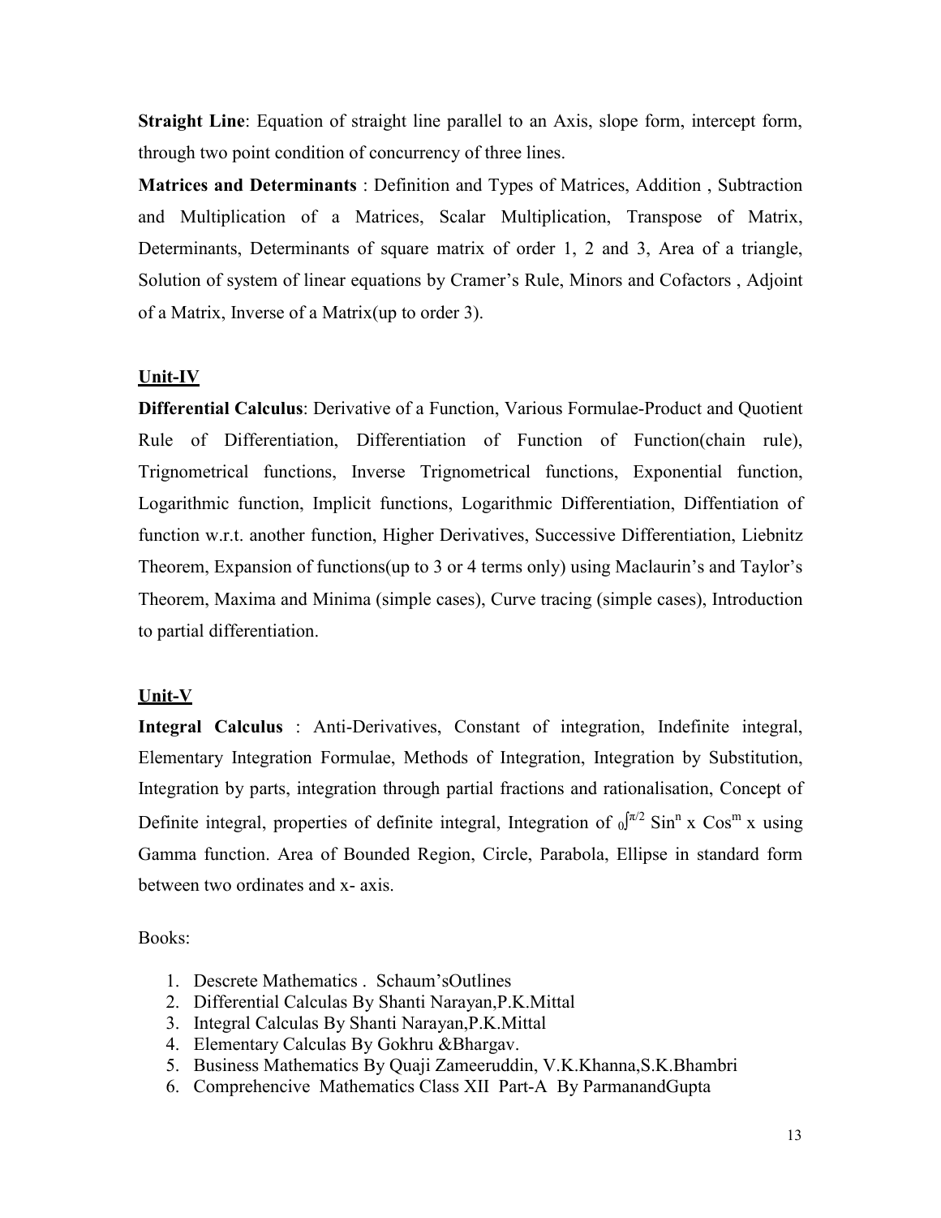**Straight Line**: Equation of straight line parallel to an Axis, slope form, intercept form, through two point condition of concurrency of three lines.

**Matrices and Determinants** : Definition and Types of Matrices, Addition , Subtraction and Multiplication of a Matrices, Scalar Multiplication, Transpose of Matrix, Determinants, Determinants of square matrix of order 1, 2 and 3, Area of a triangle, Solution of system of linear equations by Cramer's Rule, Minors and Cofactors , Adjoint of a Matrix, Inverse of a Matrix(up to order 3).

## Unit-IV

**Differential Calculus**: Derivative of a Function, Various Formulae-Product and Quotient Rule of Differentiation, Differentiation of Function of Function(chain rule), Trignometrical functions, Inverse Trignometrical functions, Exponential function, Logarithmic function, Implicit functions, Logarithmic Differentiation, Diffentiation of function w.r.t. another function, Higher Derivatives, Successive Differentiation, Liebnitz Theorem, Expansion of functions(up to 3 or 4 terms only) using Maclaurin's and Taylor's Theorem, Maxima and Minima (simple cases), Curve tracing (simple cases), Introduction to partial differentiation.

## Unit-V

**Integral Calculus** : Anti-Derivatives, Constant of integration, Indefinite integral, Elementary Integration Formulae, Methods of Integration, Integration by Substitution, Integration by parts, integration through partial fractions and rationalisation, Concept of Definite integral, properties of definite integral, Integration of $\int_0^{\pi/2} \text{Sin}^n x \ \text{Cos}^m x$ using Gamma function. Area of Bounded Region, Circle, Parabola, Ellipse in standard form between two ordinates and x- axis.

Books:

1. Descrete Mathematics . Schaum'sOutlines
2. Differential Calculas By Shanti Narayan,P.K.Mittal
3. Integral Calculas By Shanti Narayan,P.K.Mittal
4. Elementary Calculas By Gokhru &Bhargav.
5. Business Mathematics By Quaji Zameeruddin, V.K.Khanna,S.K.Bhambri
6. Comprehencive Mathematics Class XII Part-A By ParmanandGupta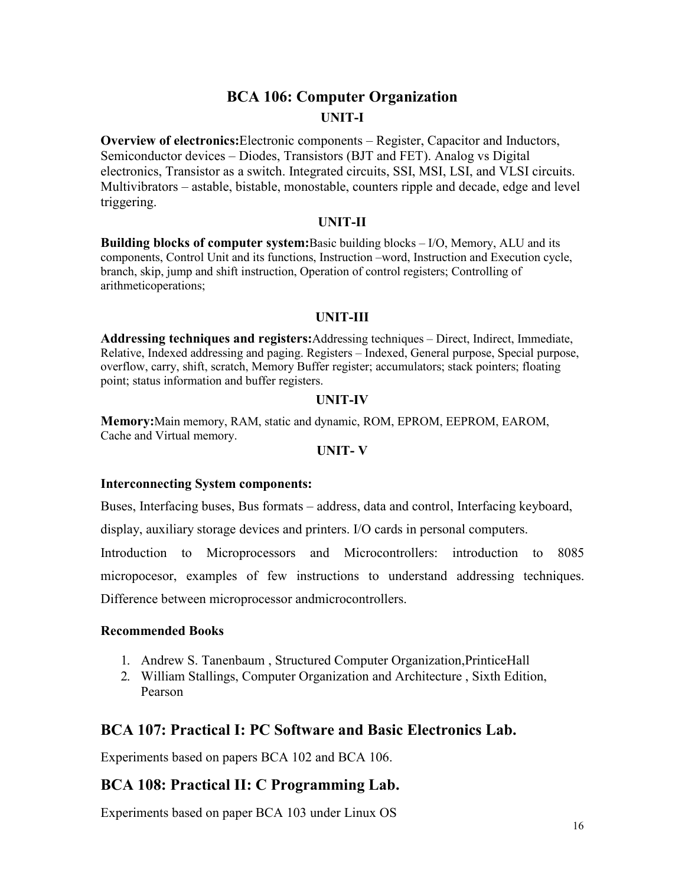# BCA 106: Computer Organization

## UNIT-I

**Overview of electronics:** Electronic components – Register, Capacitor and Inductors, Semiconductor devices – Diodes, Transistors (BJT and FET). Analog vs Digital electronics, Transistor as a switch. Integrated circuits, SSI, MSI, LSI, and VLSI circuits. Multivibrators – astable, bistable, monostable, counters ripple and decade, edge and level triggering.

## UNIT-II

**Building blocks of computer system:** Basic building blocks – I/O, Memory, ALU and its components, Control Unit and its functions, Instruction –word, Instruction and Execution cycle, branch, skip, jump and shift instruction, Operation of control registers; Controlling of arithmeticoperations;

## UNIT-III

**Addressing techniques and registers:** Addressing techniques – Direct, Indirect, Immediate, Relative, Indexed addressing and paging. Registers – Indexed, General purpose, Special purpose, overflow, carry, shift, scratch, Memory Buffer register; accumulators; stack pointers; floating point; status information and buffer registers.

## UNIT-IV

**Memory:** Main memory, RAM, static and dynamic, ROM, EPROM, EEPROM, EAROM, Cache and Virtual memory.

## UNIT- V

**Interconnecting System components:**

Buses, Interfacing buses, Bus formats – address, data and control, Interfacing keyboard, display, auxiliary storage devices and printers. I/O cards in personal computers.

Introduction to Microprocessors and Microcontrollers: introduction to 8085 micropocesor, examples of few instructions to understand addressing techniques. Difference between microprocessor andmicrocontrollers.

**Recommended Books**

1. Andrew S. Tanenbaum , Structured Computer Organization,PrinticeHall
2. William Stallings, Computer Organization and Architecture , Sixth Edition, Pearson

# BCA 107: Practical I: PC Software and Basic Electronics Lab.

Experiments based on papers BCA 102 and BCA 106.

# BCA 108: Practical II: C Programming Lab.

Experiments based on paper BCA 103 under Linux OS